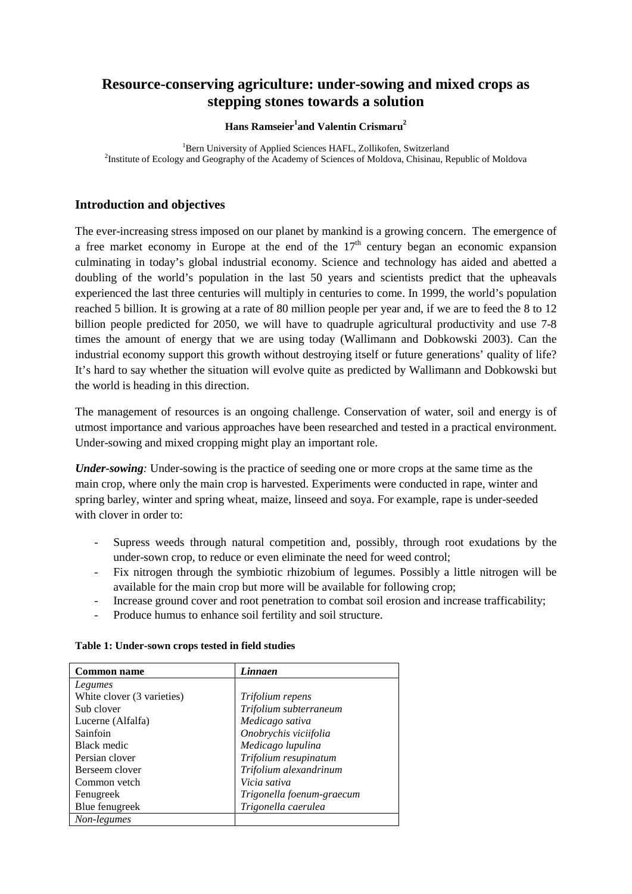# Resource-conserving agriculture: under-sowing and mixed crops as stepping stones towards a solution

**Hans Ramseier[1] and Valentin Crismaru[2]**

[1]Bern University of Applied Sciences HAFL, Zollikofen, Switzerland
[2]Institute of Ecology and Geography of the Academy of Sciences of Moldova, Chisinau, Republic of Moldova

## Introduction and objectives

The ever-increasing stress imposed on our planet by mankind is a growing concern. The emergence of a free market economy in Europe at the end of the $17^{th}$ century began an economic expansion culminating in today's global industrial economy. Science and technology has aided and abetted a doubling of the world's population in the last 50 years and scientists predict that the upheavals experienced the last three centuries will multiply in centuries to come. In 1999, the world's population reached 5 billion. It is growing at a rate of 80 million people per year and, if we are to feed the 8 to 12 billion people predicted for 2050, we will have to quadruple agricultural productivity and use 7-8 times the amount of energy that we are using today (Wallimann and Dobkowski 2003). Can the industrial economy support this growth without destroying itself or future generations' quality of life? It's hard to say whether the situation will evolve quite as predicted by Wallimann and Dobkowski but the world is heading in this direction.

The management of resources is an ongoing challenge. Conservation of water, soil and energy is of utmost importance and various approaches have been researched and tested in a practical environment. Under-sowing and mixed cropping might play an important role.

***Under-sowing****:* Under-sowing is the practice of seeding one or more crops at the same time as the main crop, where only the main crop is harvested. Experiments were conducted in rape, winter and spring barley, winter and spring wheat, maize, linseed and soya. For example, rape is under-seeded with clover in order to:

- Supress weeds through natural competition and, possibly, through root exudations by the under-sown crop, to reduce or even eliminate the need for weed control;
- Fix nitrogen through the symbiotic rhizobium of legumes. Possibly a little nitrogen will be available for the main crop but more will be available for following crop;
- Increase ground cover and root penetration to combat soil erosion and increase trafficability;
- Produce humus to enhance soil fertility and soil structure.

**Table 1: Under-sown crops tested in field studies**

| Common name | *Linnaen* |
|---|---|
| *Legumes* | |
| White clover (3 varieties) | *Trifolium repens* |
| Sub clover | *Trifolium subterraneum* |
| Lucerne (Alfalfa) | *Medicago sativa* |
| Sainfoin | *Onobrychis viciifolia* |
| Black medic | *Medicago lupulina* |
| Persian clover | *Trifolium resupinatum* |
| Berseem clover | *Trifolium alexandrinum* |
| Common vetch | *Vicia sativa* |
| Fenugreek | *Trigonella foenum-graecum* |
| Blue fenugreek | *Trigonella caerulea* |
| *Non-legumes* | |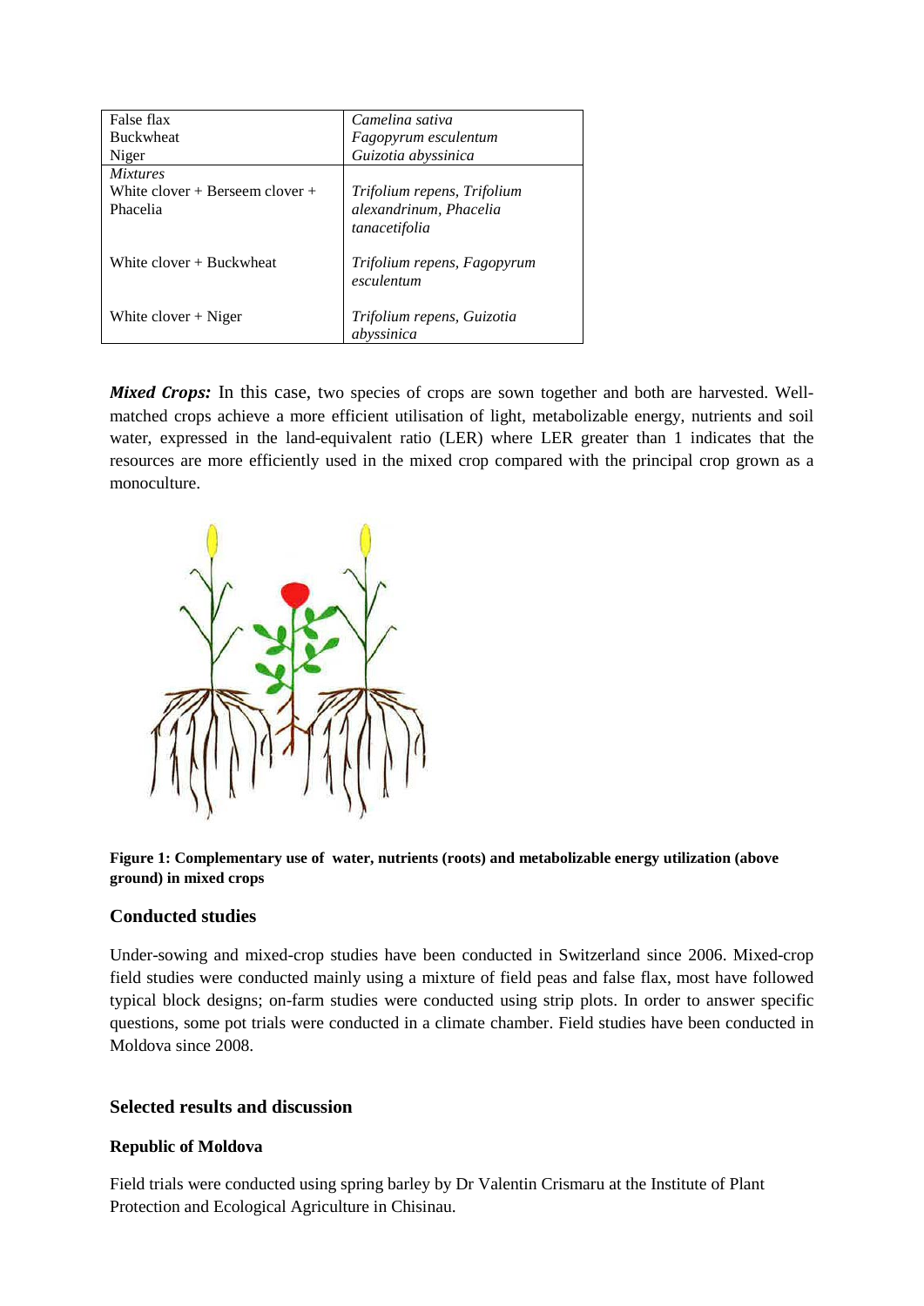| | |
|---|---|
| False flax | *Camelina sativa* |
| Buckwheat | *Fagopyrum esculentum* |
| Niger | *Guizotia abyssinica* |
| *Mixtures* | |
| White clover + Berseem clover + Phacelia | *Trifolium repens, Trifolium alexandrinum, Phacelia tanacetifolia* |
| White clover + Buckwheat | *Trifolium repens, Fagopyrum esculentum* |
| White clover + Niger | *Trifolium repens, Guizotia abyssinica* |

***Mixed Crops:*** In this case, two species of crops are sown together and both are harvested. Well-matched crops achieve a more efficient utilisation of light, metabolizable energy, nutrients and soil water, expressed in the land-equivalent ratio (LER) where LER greater than 1 indicates that the resources are more efficiently used in the mixed crop compared with the principal crop grown as a monoculture.

**Figure 1: Complementary use of water, nutrients (roots) and metabolizable energy utilization (above ground) in mixed crops**

## Conducted studies

Under-sowing and mixed-crop studies have been conducted in Switzerland since 2006. Mixed-crop field studies were conducted mainly using a mixture of field peas and false flax, most have followed typical block designs; on-farm studies were conducted using strip plots. In order to answer specific questions, some pot trials were conducted in a climate chamber. Field studies have been conducted in Moldova since 2008.

## Selected results and discussion

### Republic of Moldova

Field trials were conducted using spring barley by Dr Valentin Crismaru at the Institute of Plant Protection and Ecological Agriculture in Chisinau.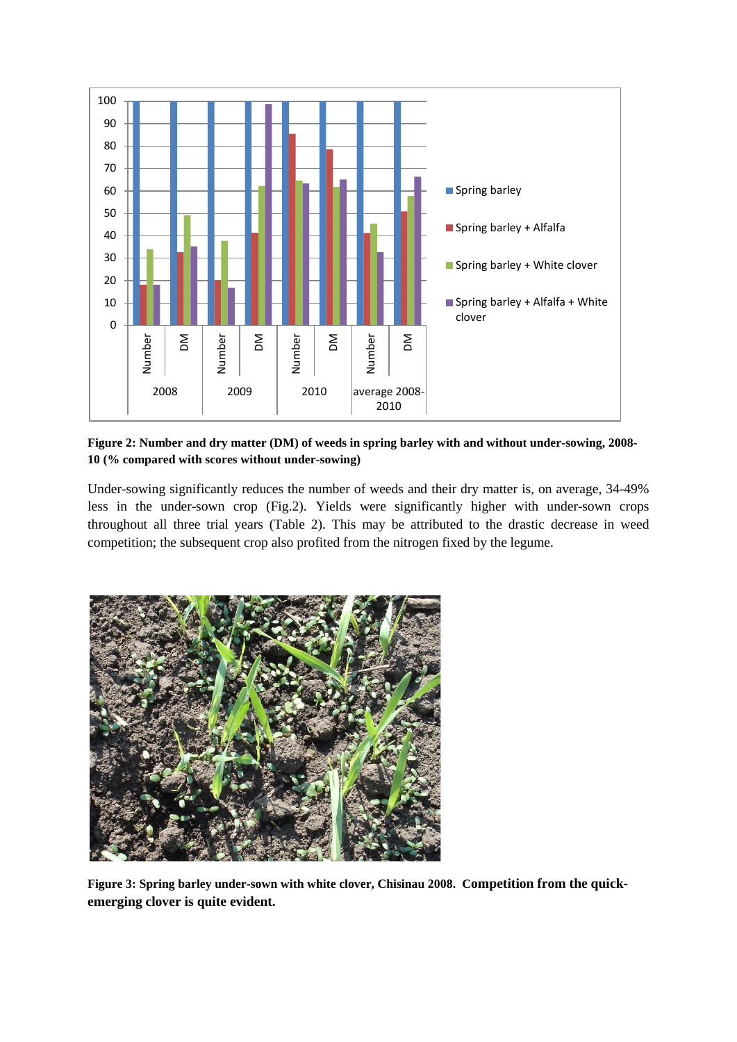100
90
80
70
60
50
40
30
20
10
0

Number
DM
Number
DM
Number
DM
Number
DM

2008
2009
2010
average 2008-2010

Spring barley
Spring barley + Alfalfa
Spring barley + White clover
Spring barley + Alfalfa + White clover

**Figure 2: Number and dry matter (DM) of weeds in spring barley with and without under-sowing, 2008-10 (% compared with scores without under-sowing)**

Under-sowing significantly reduces the number of weeds and their dry matter is, on average, 34-49% less in the under-sown crop (Fig.2). Yields were significantly higher with under-sown crops throughout all three trial years (Table 2). This may be attributed to the drastic decrease in weed competition; the subsequent crop also profited from the nitrogen fixed by the legume.

**Figure 3: Spring barley under-sown with white clover, Chisinau 2008. Competition from the quick-emerging clover is quite evident.**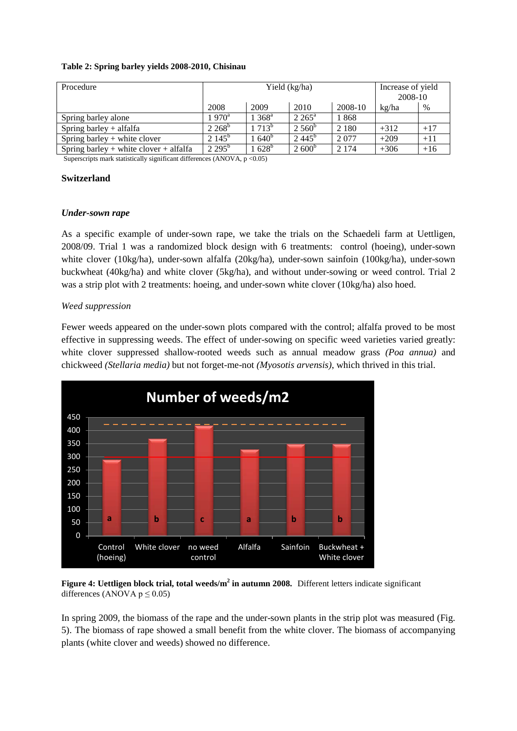**Table 2: Spring barley yields 2008-2010, Chisinau**

| Procedure | Yield (kg/ha) | | | | Increase of yield 2008-10 | |
|---|---|---|---|---|---|---|
| | 2008 | 2009 | 2010 | 2008-10 | kg/ha | % |
| Spring barley alone | 1 970[a] | 1 368[a] | 2 265[a] | 1 868 | | |
| Spring barley + alfalfa | 2 268[b] | 1 713[b] | 2 560[b] | 2 180 | +312 | +17 |
| Spring barley + white clover | 2 145[b] | 1 640[b] | 2 445[b] | 2 077 | +209 | +11 |
| Spring barley + white clover + alfalfa | 2 295[b] | 1 628[b] | 2 600[b] | 2 174 | +306 | +16 |

Superscripts mark statistically significant differences (ANOVA, $p < 0.05$)

## Switzerland

### *Under-sown rape*

As a specific example of under-sown rape, we take the trials on the Schaedeli farm at Uettligen, 2008/09. Trial 1 was a randomized block design with 6 treatments: control (hoeing), under-sown white clover (10kg/ha), under-sown alfalfa (20kg/ha), under-sown sainfoin (100kg/ha), under-sown buckwheat (40kg/ha) and white clover (5kg/ha), and without under-sowing or weed control. Trial 2 was a strip plot with 2 treatments: hoeing, and under-sown white clover (10kg/ha) also hoed.

*Weed suppression*

Fewer weeds appeared on the under-sown plots compared with the control; alfalfa proved to be most effective in suppressing weeds. The effect of under-sowing on specific weed varieties varied greatly: white clover suppressed shallow-rooted weeds such as annual meadow grass *(Poa annua)* and chickweed *(Stellaria media)* but not forget-me-not *(Myosotis arvensis)*, which thrived in this trial.

Number of weeds/m2

450
400
350
300
250
200
150
100
50
0

a b c a b b

Control (hoeing)
White clover
no weed control
Alfalfa
Sainfoin
Buckwheat + White clover

**Figure 4: Uettligen block trial, total weeds/m$^2$ in autumn 2008.** Different letters indicate significant differences (ANOVA $p \leq 0.05$)

In spring 2009, the biomass of the rape and the under-sown plants in the strip plot was measured (Fig. 5). The biomass of rape showed a small benefit from the white clover. The biomass of accompanying plants (white clover and weeds) showed no difference.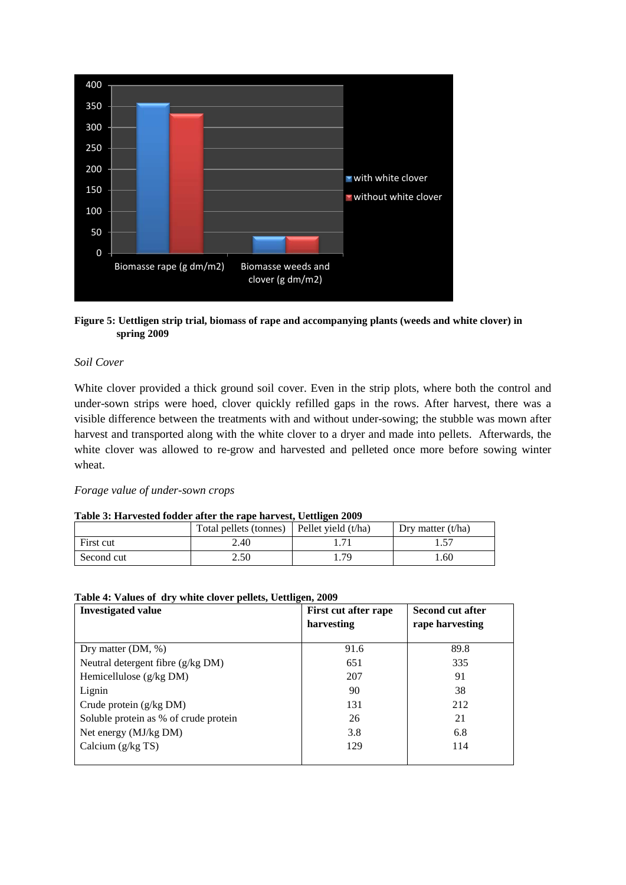400
350
300
250
200
150
100
50
0

Biomasse rape (g dm/m2)

Biomasse weeds and clover (g dm/m2)

with white clover

without white clover

**Figure 5: Uettligen strip trial, biomass of rape and accompanying plants (weeds and white clover) in spring 2009**

*Soil Cover*

White clover provided a thick ground soil cover. Even in the strip plots, where both the control and under-sown strips were hoed, clover quickly refilled gaps in the rows. After harvest, there was a visible difference between the treatments with and without under-sowing; the stubble was mown after harvest and transported along with the white clover to a dryer and made into pellets. Afterwards, the white clover was allowed to re-grow and harvested and pelleted once more before sowing winter wheat.

*Forage value of under-sown crops*

**Table 3: Harvested fodder after the rape harvest, Uettligen 2009**

| | Total pellets (tonnes) | Pellet yield (t/ha) | Dry matter (t/ha) |
|---|---|---|---|
| First cut | 2.40 | 1.71 | 1.57 |
| Second cut | 2.50 | 1.79 | 1.60 |

**Table 4: Values of dry white clover pellets, Uettligen, 2009**

| Investigated value | First cut after rape harvesting | Second cut after rape harvesting |
|---|---|---|
| Dry matter (DM, %) | 91.6 | 89.8 |
| Neutral detergent fibre (g/kg DM) | 651 | 335 |
| Hemicellulose (g/kg DM) | 207 | 91 |
| Lignin | 90 | 38 |
| Crude protein (g/kg DM) | 131 | 212 |
| Soluble protein as % of crude protein | 26 | 21 |
| Net energy (MJ/kg DM) | 3.8 | 6.8 |
| Calcium (g/kg TS) | 129 | 114 |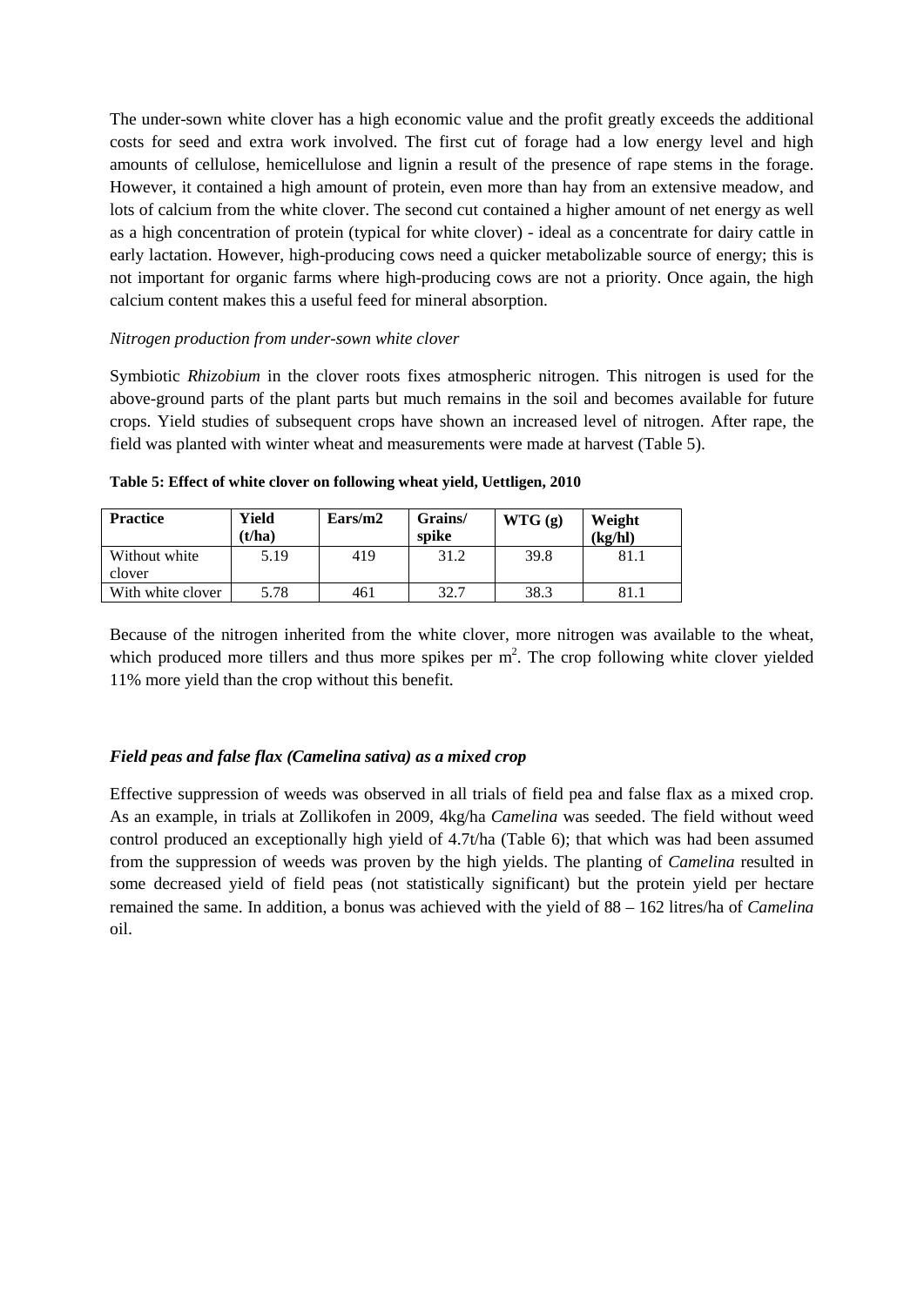The under-sown white clover has a high economic value and the profit greatly exceeds the additional costs for seed and extra work involved. The first cut of forage had a low energy level and high amounts of cellulose, hemicellulose and lignin a result of the presence of rape stems in the forage. However, it contained a high amount of protein, even more than hay from an extensive meadow, and lots of calcium from the white clover. The second cut contained a higher amount of net energy as well as a high concentration of protein (typical for white clover) - ideal as a concentrate for dairy cattle in early lactation. However, high-producing cows need a quicker metabolizable source of energy; this is not important for organic farms where high-producing cows are not a priority. Once again, the high calcium content makes this a useful feed for mineral absorption.

*Nitrogen production from under-sown white clover*

Symbiotic *Rhizobium* in the clover roots fixes atmospheric nitrogen. This nitrogen is used for the above-ground parts of the plant parts but much remains in the soil and becomes available for future crops. Yield studies of subsequent crops have shown an increased level of nitrogen. After rape, the field was planted with winter wheat and measurements were made at harvest (Table 5).

**Table 5: Effect of white clover on following wheat yield, Uettligen, 2010**

| Practice | Yield (t/ha) | Ears/m2 | Grains/ spike | WTG (g) | Weight (kg/hl) |
|---|---|---|---|---|---|
| Without white clover | 5.19 | 419 | 31.2 | 39.8 | 81.1 |
| With white clover | 5.78 | 461 | 32.7 | 38.3 | 81.1 |

Because of the nitrogen inherited from the white clover, more nitrogen was available to the wheat, which produced more tillers and thus more spikes per $m^2$. The crop following white clover yielded 11% more yield than the crop without this benefit.

***Field peas and false flax (Camelina sativa) as a mixed crop***

Effective suppression of weeds was observed in all trials of field pea and false flax as a mixed crop. As an example, in trials at Zollikofen in 2009, 4kg/ha *Camelina* was seeded. The field without weed control produced an exceptionally high yield of 4.7t/ha (Table 6); that which was had been assumed from the suppression of weeds was proven by the high yields. The planting of *Camelina* resulted in some decreased yield of field peas (not statistically significant) but the protein yield per hectare remained the same. In addition, a bonus was achieved with the yield of 88 – 162 litres/ha of *Camelina* oil.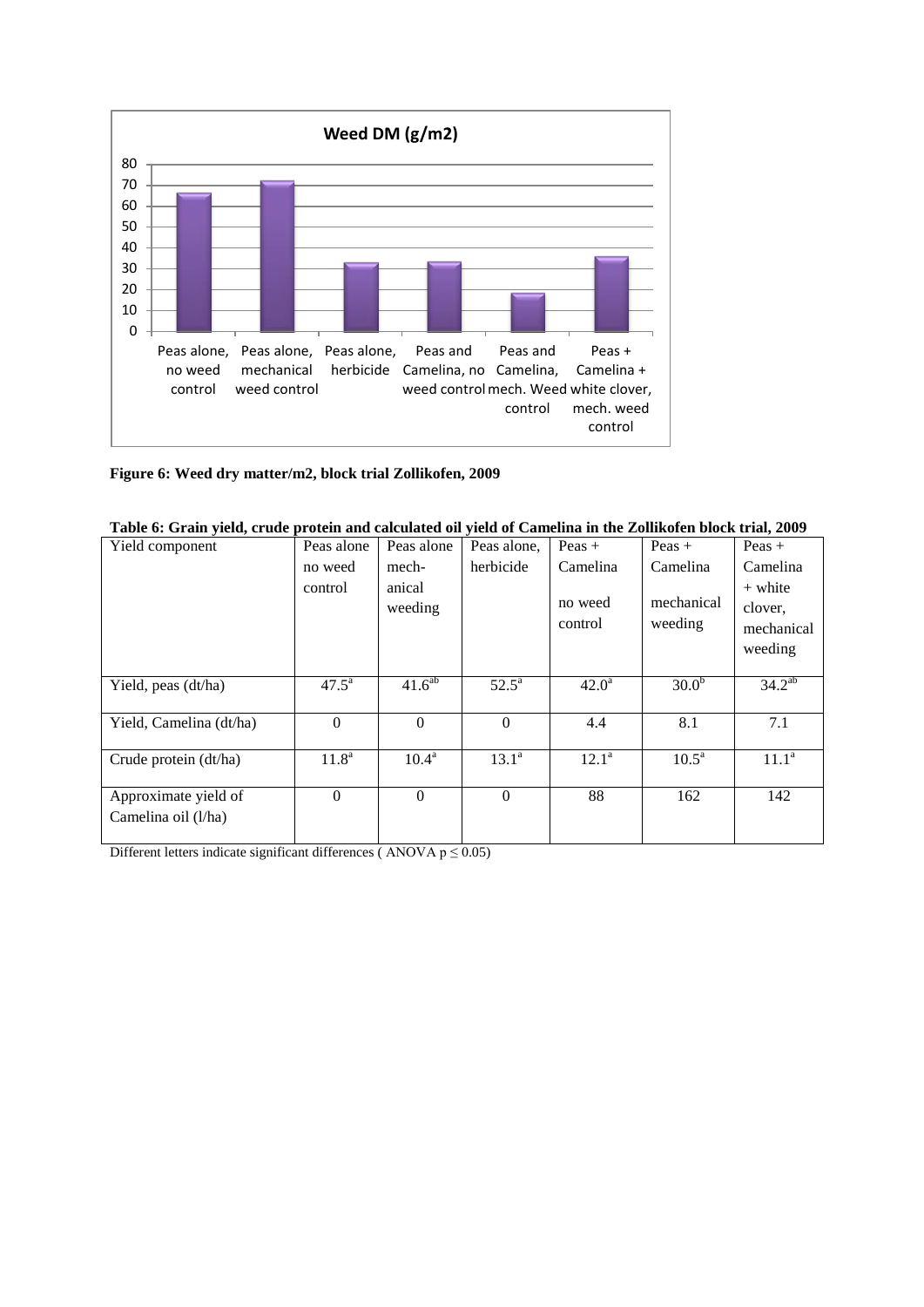Weed DM (g/m2)

80
70
60
50
40
30
20
10
0

Peas alone, no weed control
Peas alone, mechanical weed control
Peas alone, herbicide
Peas and Camelina, no weed control
Peas and Camelina, mech. Weed control
Peas + Camelina + white clover, mech. weed control

**Figure 6: Weed dry matter/m2, block trial Zollikofen, 2009**

**Table 6: Grain yield, crude protein and calculated oil yield of Camelina in the Zollikofen block trial, 2009**

| Yield component | Peas alone no weed control | Peas alone mech-anical weeding | Peas alone, herbicide | Peas + Camelina no weed control | Peas + Camelina mechanical weeding | Peas + Camelina + white clover, mechanical weeding |
|---|---|---|---|---|---|---|
| Yield, peas (dt/ha) | $47.5^{a}$ | $41.6^{ab}$ | $52.5^{a}$ | $42.0^{a}$ | $30.0^{b}$ | $34.2^{ab}$ |
| Yield, Camelina (dt/ha) | 0 | 0 | 0 | 4.4 | 8.1 | 7.1 |
| Crude protein (dt/ha) | $11.8^{a}$ | $10.4^{a}$ | $13.1^{a}$ | $12.1^{a}$ | $10.5^{a}$ | $11.1^{a}$ |
| Approximate yield of Camelina oil (l/ha) | 0 | 0 | 0 | 88 | 162 | 142 |

Different letters indicate significant differences ( ANOVA $p \leq 0.05$)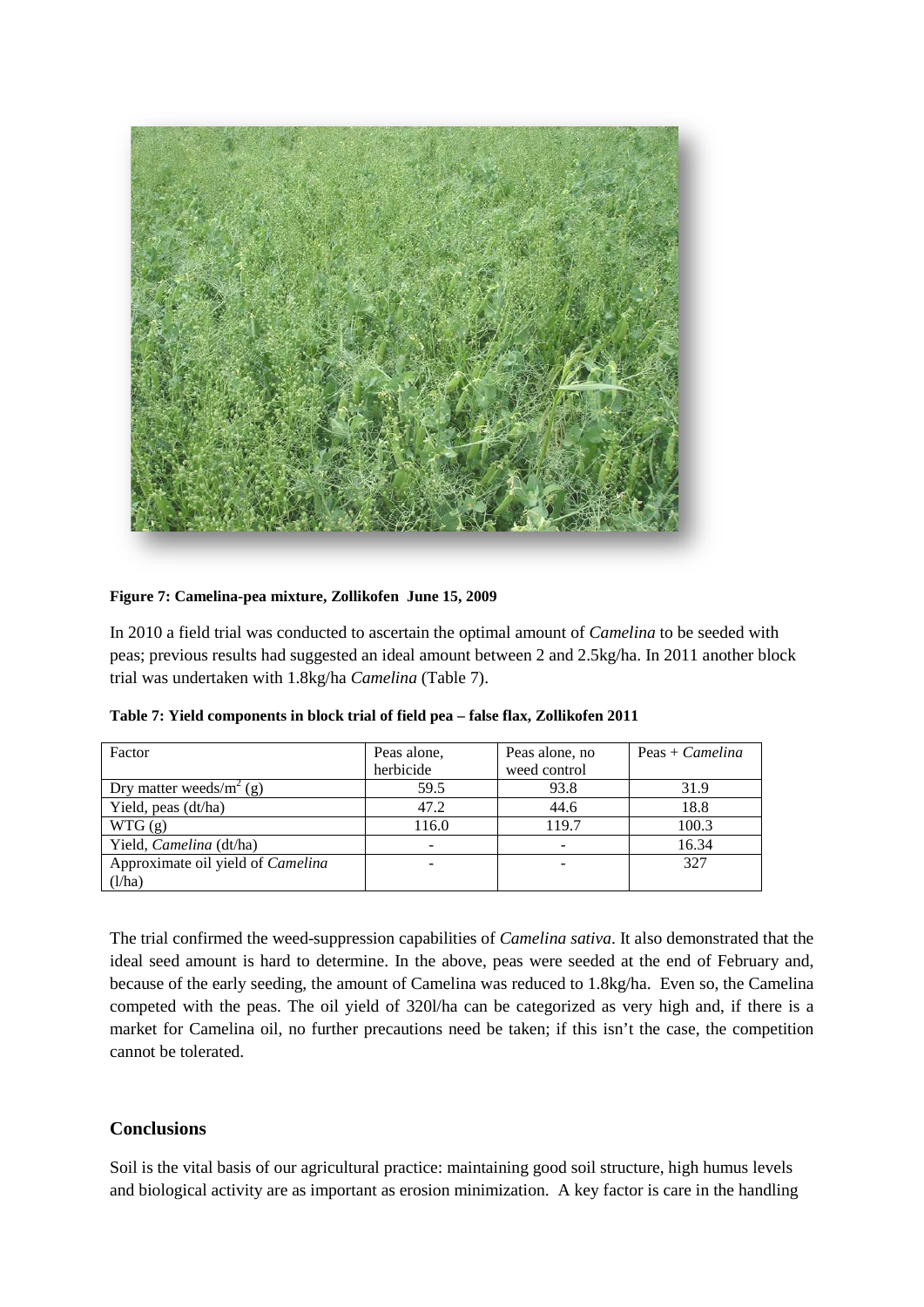**Figure 7: Camelina-pea mixture, Zollikofen June 15, 2009**

In 2010 a field trial was conducted to ascertain the optimal amount of *Camelina* to be seeded with peas; previous results had suggested an ideal amount between 2 and 2.5kg/ha. In 2011 another block trial was undertaken with 1.8kg/ha *Camelina* (Table 7).

**Table 7: Yield components in block trial of field pea – false flax, Zollikofen 2011**

| Factor | Peas alone, herbicide | Peas alone, no weed control | Peas + *Camelina* |
|---|---|---|---|
| Dry matter weeds/m$^2$ (g) | 59.5 | 93.8 | 31.9 |
| Yield, peas (dt/ha) | 47.2 | 44.6 | 18.8 |
| WTG (g) | 116.0 | 119.7 | 100.3 |
| Yield, *Camelina* (dt/ha) | - | - | 16.34 |
| Approximate oil yield of *Camelina* (l/ha) | - | - | 327 |

The trial confirmed the weed-suppression capabilities of *Camelina sativa*. It also demonstrated that the ideal seed amount is hard to determine. In the above, peas were seeded at the end of February and, because of the early seeding, the amount of Camelina was reduced to 1.8kg/ha. Even so, the Camelina competed with the peas. The oil yield of 320l/ha can be categorized as very high and, if there is a market for Camelina oil, no further precautions need be taken; if this isn't the case, the competition cannot be tolerated.

## Conclusions

Soil is the vital basis of our agricultural practice: maintaining good soil structure, high humus levels and biological activity are as important as erosion minimization. A key factor is care in the handling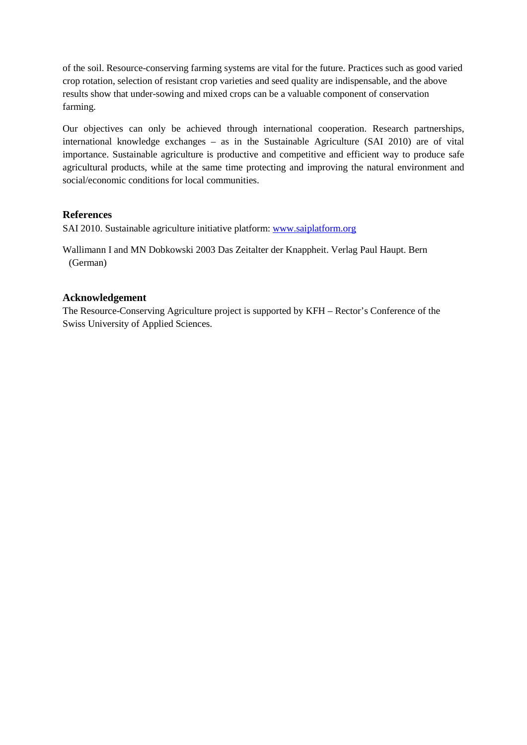of the soil. Resource-conserving farming systems are vital for the future. Practices such as good varied crop rotation, selection of resistant crop varieties and seed quality are indispensable, and the above results show that under-sowing and mixed crops can be a valuable component of conservation farming.

Our objectives can only be achieved through international cooperation. Research partnerships, international knowledge exchanges – as in the Sustainable Agriculture (SAI 2010) are of vital importance. Sustainable agriculture is productive and competitive and efficient way to produce safe agricultural products, while at the same time protecting and improving the natural environment and social/economic conditions for local communities.

## References

SAI 2010. Sustainable agriculture initiative platform: [www.saiplatform.org](http://www.saiplatform.org)

Wallimann I and MN Dobkowski 2003 Das Zeitalter der Knappheit. Verlag Paul Haupt. Bern (German)

## Acknowledgement

The Resource-Conserving Agriculture project is supported by KFH – Rector's Conference of the Swiss University of Applied Sciences.